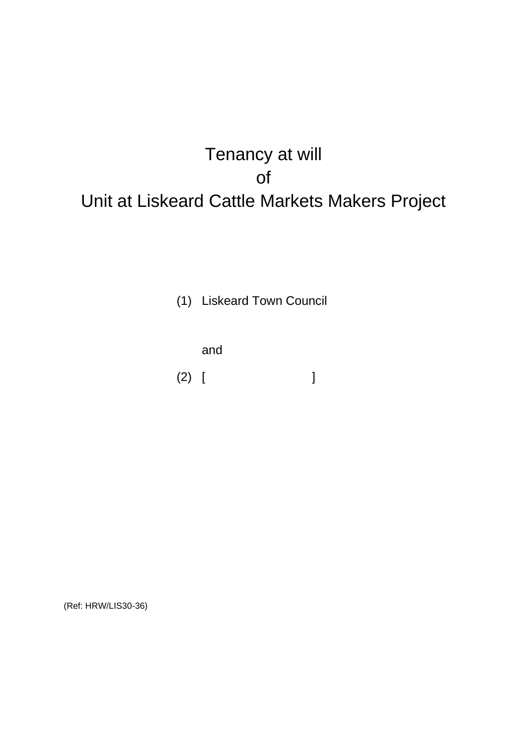# Tenancy at will
# of
# Unit at Liskeard Cattle Markets Makers Project

(1) Liskeard Town Council

and

(2) [ ]

(Ref: HRW/LIS30-36)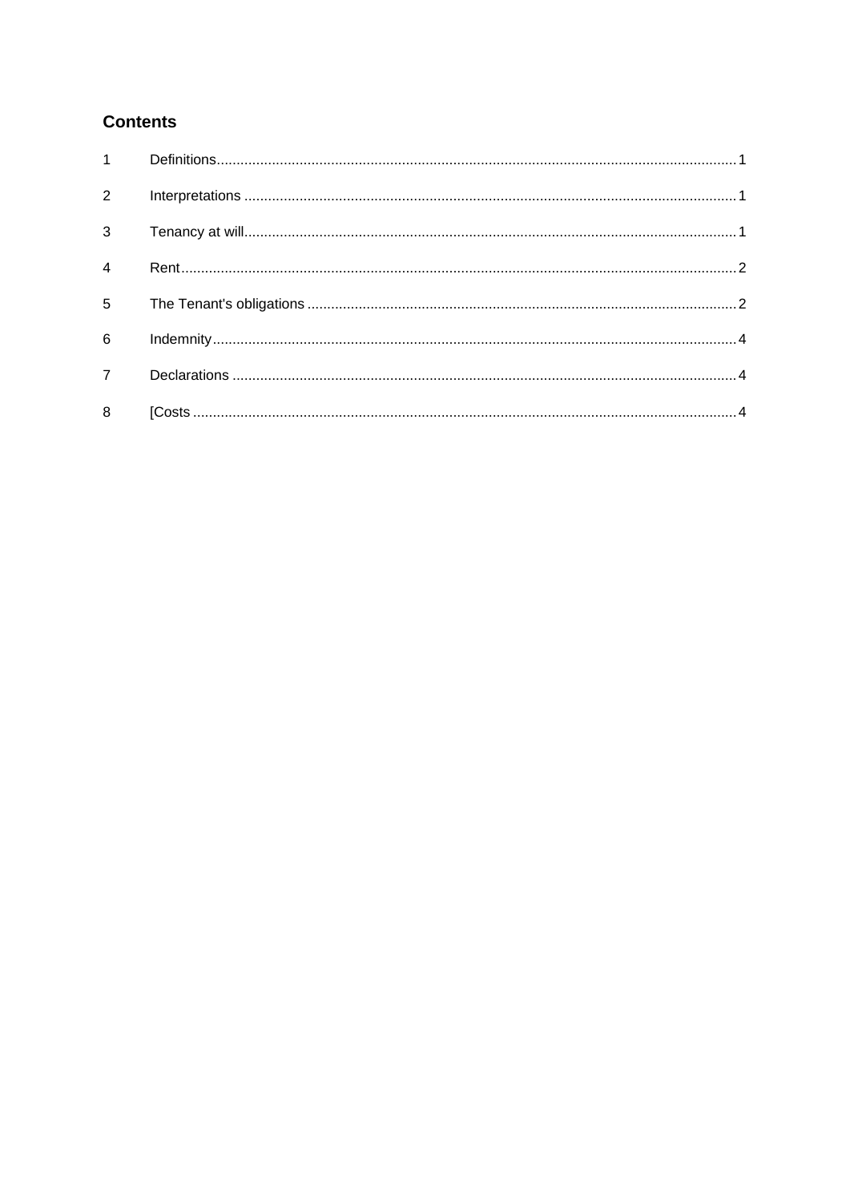## Contents

| | | |
|---|---|---|
| 1 | Definitions | 1 |
| 2 | Interpretations | 1 |
| 3 | Tenancy at will | 1 |
| 4 | Rent | 2 |
| 5 | The Tenant's obligations | 2 |
| 6 | Indemnity | 4 |
| 7 | Declarations | 4 |
| 8 | [Costs | 4 |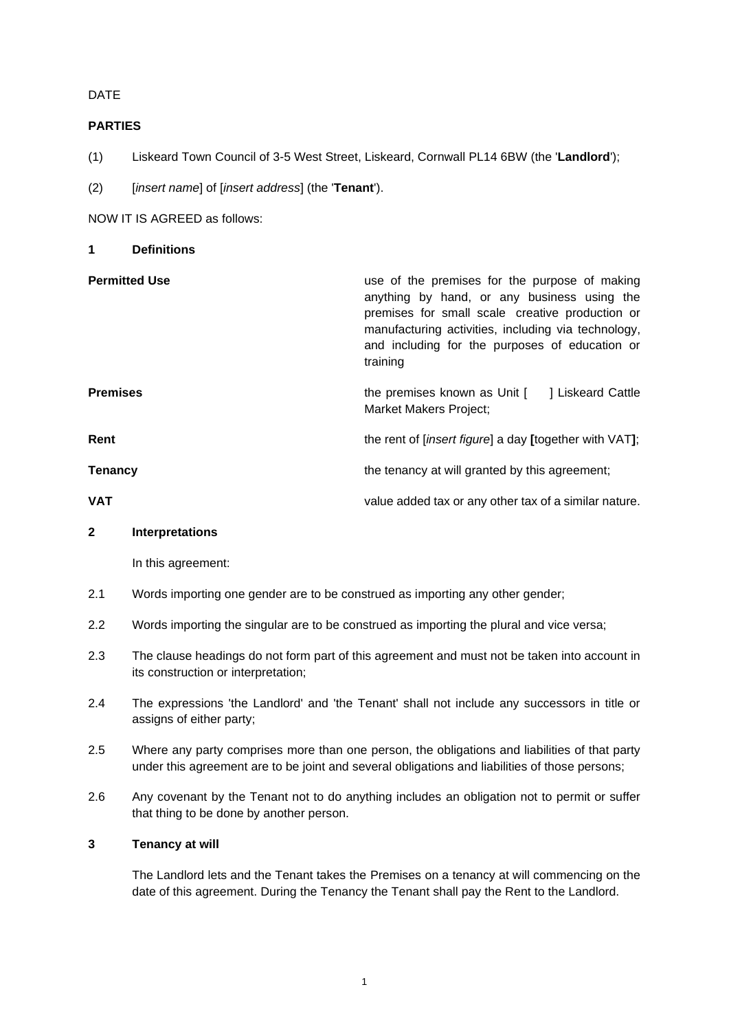DATE

**PARTIES**

(1) Liskeard Town Council of 3-5 West Street, Liskeard, Cornwall PL14 6BW (the '**Landlord**');

(2) [*insert name*] of [*insert address*] (the '**Tenant**').

NOW IT IS AGREED as follows:

**1 Definitions**

| | |
|---|---|
| **Permitted Use** | use of the premises for the purpose of making anything by hand, or any business using the premises for small scale creative production or manufacturing activities, including via technology, and including for the purposes of education or training |
| **Premises** | the premises known as Unit [ ] Liskeard Cattle Market Makers Project; |
| **Rent** | the rent of [*insert figure*] a day **[**together with VAT**]**; |
| **Tenancy** | the tenancy at will granted by this agreement; |
| **VAT** | value added tax or any other tax of a similar nature. |

**2 Interpretations**

In this agreement:

2.1 Words importing one gender are to be construed as importing any other gender;

2.2 Words importing the singular are to be construed as importing the plural and vice versa;

2.3 The clause headings do not form part of this agreement and must not be taken into account in its construction or interpretation;

2.4 The expressions 'the Landlord' and 'the Tenant' shall not include any successors in title or assigns of either party;

2.5 Where any party comprises more than one person, the obligations and liabilities of that party under this agreement are to be joint and several obligations and liabilities of those persons;

2.6 Any covenant by the Tenant not to do anything includes an obligation not to permit or suffer that thing to be done by another person.

**3 Tenancy at will**

The Landlord lets and the Tenant takes the Premises on a tenancy at will commencing on the date of this agreement. During the Tenancy the Tenant shall pay the Rent to the Landlord.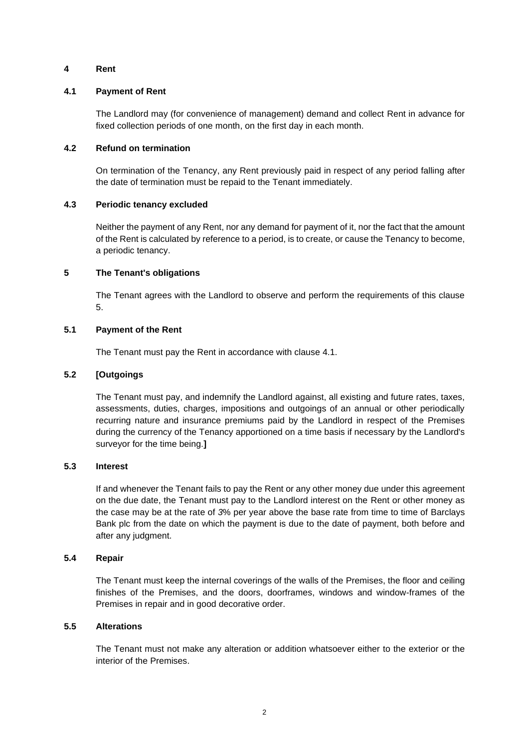**4 Rent**

**4.1 Payment of Rent**

The Landlord may (for convenience of management) demand and collect Rent in advance for fixed collection periods of one month, on the first day in each month.

**4.2 Refund on termination**

On termination of the Tenancy, any Rent previously paid in respect of any period falling after the date of termination must be repaid to the Tenant immediately.

**4.3 Periodic tenancy excluded**

Neither the payment of any Rent, nor any demand for payment of it, nor the fact that the amount of the Rent is calculated by reference to a period, is to create, or cause the Tenancy to become, a periodic tenancy.

**5 The Tenant's obligations**

The Tenant agrees with the Landlord to observe and perform the requirements of this clause 5.

**5.1 Payment of the Rent**

The Tenant must pay the Rent in accordance with clause 4.1.

**5.2 [Outgoings**

The Tenant must pay, and indemnify the Landlord against, all existing and future rates, taxes, assessments, duties, charges, impositions and outgoings of an annual or other periodically recurring nature and insurance premiums paid by the Landlord in respect of the Premises during the currency of the Tenancy apportioned on a time basis if necessary by the Landlord's surveyor for the time being.**]**

**5.3 Interest**

If and whenever the Tenant fails to pay the Rent or any other money due under this agreement on the due date, the Tenant must pay to the Landlord interest on the Rent or other money as the case may be at the rate of *3*% per year above the base rate from time to time of Barclays Bank plc from the date on which the payment is due to the date of payment, both before and after any judgment.

**5.4 Repair**

The Tenant must keep the internal coverings of the walls of the Premises, the floor and ceiling finishes of the Premises, and the doors, doorframes, windows and window-frames of the Premises in repair and in good decorative order.

**5.5 Alterations**

The Tenant must not make any alteration or addition whatsoever either to the exterior or the interior of the Premises.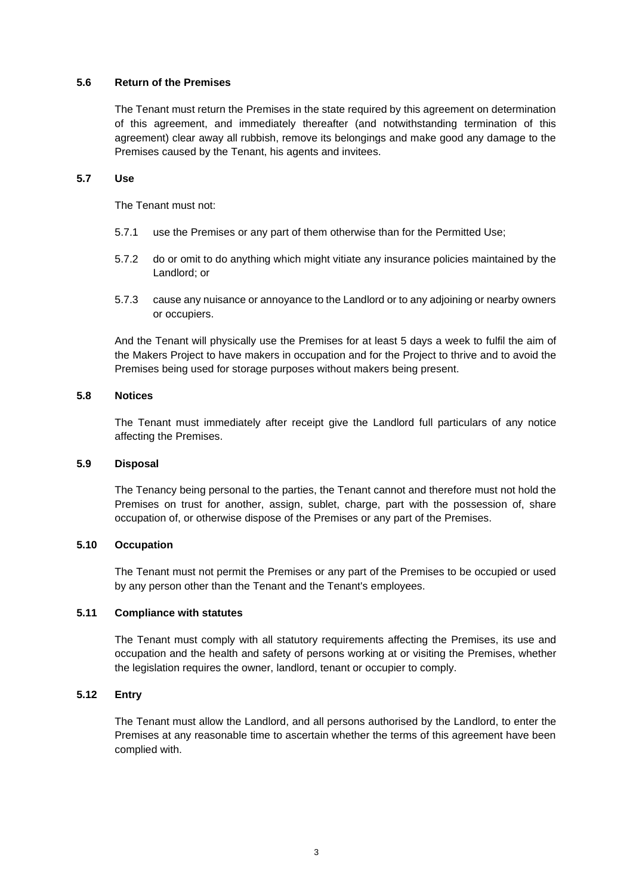### 5.6 Return of the Premises

The Tenant must return the Premises in the state required by this agreement on determination of this agreement, and immediately thereafter (and notwithstanding termination of this agreement) clear away all rubbish, remove its belongings and make good any damage to the Premises caused by the Tenant, his agents and invitees.

### 5.7 Use

The Tenant must not:

5.7.1 use the Premises or any part of them otherwise than for the Permitted Use;

5.7.2 do or omit to do anything which might vitiate any insurance policies maintained by the Landlord; or

5.7.3 cause any nuisance or annoyance to the Landlord or to any adjoining or nearby owners or occupiers.

And the Tenant will physically use the Premises for at least 5 days a week to fulfil the aim of the Makers Project to have makers in occupation and for the Project to thrive and to avoid the Premises being used for storage purposes without makers being present.

### 5.8 Notices

The Tenant must immediately after receipt give the Landlord full particulars of any notice affecting the Premises.

### 5.9 Disposal

The Tenancy being personal to the parties, the Tenant cannot and therefore must not hold the Premises on trust for another, assign, sublet, charge, part with the possession of, share occupation of, or otherwise dispose of the Premises or any part of the Premises.

### 5.10 Occupation

The Tenant must not permit the Premises or any part of the Premises to be occupied or used by any person other than the Tenant and the Tenant's employees.

### 5.11 Compliance with statutes

The Tenant must comply with all statutory requirements affecting the Premises, its use and occupation and the health and safety of persons working at or visiting the Premises, whether the legislation requires the owner, landlord, tenant or occupier to comply.

### 5.12 Entry

The Tenant must allow the Landlord, and all persons authorised by the Landlord, to enter the Premises at any reasonable time to ascertain whether the terms of this agreement have been complied with.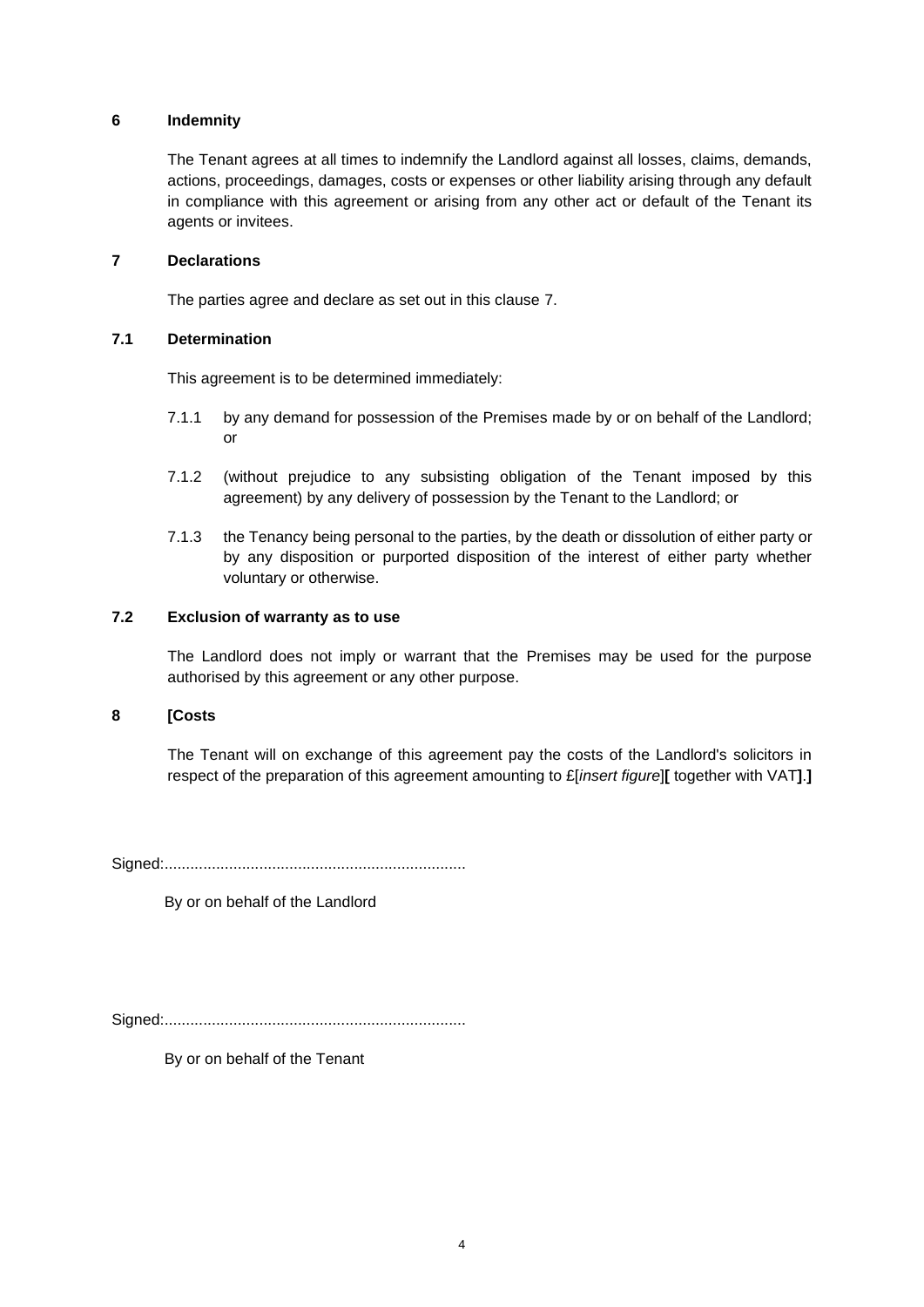## 6 Indemnity

The Tenant agrees at all times to indemnify the Landlord against all losses, claims, demands, actions, proceedings, damages, costs or expenses or other liability arising through any default in compliance with this agreement or arising from any other act or default of the Tenant its agents or invitees.

## 7 Declarations

The parties agree and declare as set out in this clause 7.

### 7.1 Determination

This agreement is to be determined immediately:

7.1.1 by any demand for possession of the Premises made by or on behalf of the Landlord; or

7.1.2 (without prejudice to any subsisting obligation of the Tenant imposed by this agreement) by any delivery of possession by the Tenant to the Landlord; or

7.1.3 the Tenancy being personal to the parties, by the death or dissolution of either party or by any disposition or purported disposition of the interest of either party whether voluntary or otherwise.

### 7.2 Exclusion of warranty as to use

The Landlord does not imply or warrant that the Premises may be used for the purpose authorised by this agreement or any other purpose.

## 8 [Costs

The Tenant will on exchange of this agreement pay the costs of the Landlord's solicitors in respect of the preparation of this agreement amounting to £[*insert figure*]**[** together with VAT**].]**

Signed:......................................................................

By or on behalf of the Landlord

Signed:......................................................................

By or on behalf of the Tenant